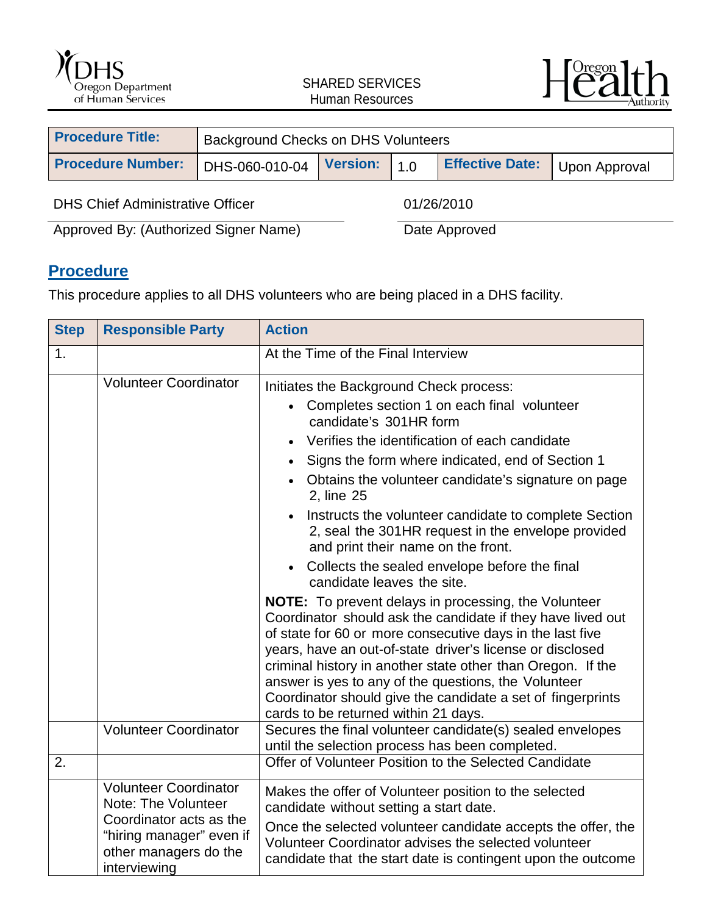SHARED SERVICES
Human Resources

| Procedure Title: | Background Checks on DHS Volunteers | | | | |
|---|---|---|---|---|---|
| **Procedure Number:** | DHS-060-010-04 | **Version:** | 1.0 | **Effective Date:** | Upon Approval |

| DHS Chief Administrative Officer | 01/26/2010 |
|---|---|
| Approved By: (Authorized Signer Name) | Date Approved |

## Procedure

This procedure applies to all DHS volunteers who are being placed in a DHS facility.

| Step | Responsible Party | Action |
|---|---|---|
| 1. | | At the Time of the Final Interview |
| | Volunteer Coordinator | Initiates the Background Check process:<br>• Completes section 1 on each final volunteer candidate's 301HR form<br>• Verifies the identification of each candidate<br>• Signs the form where indicated, end of Section 1<br>• Obtains the volunteer candidate's signature on page 2, line 25<br>• Instructs the volunteer candidate to complete Section 2, seal the 301HR request in the envelope provided and print their name on the front.<br>• Collects the sealed envelope before the final candidate leaves the site.<br>**NOTE:** To prevent delays in processing, the Volunteer Coordinator should ask the candidate if they have lived out of state for 60 or more consecutive days in the last five years, have an out-of-state driver's license or disclosed criminal history in another state other than Oregon. If the answer is yes to any of the questions, the Volunteer Coordinator should give the candidate a set of fingerprints cards to be returned within 21 days. |
| | Volunteer Coordinator | Secures the final volunteer candidate(s) sealed envelopes until the selection process has been completed. |
| 2. | | Offer of Volunteer Position to the Selected Candidate |
| | Volunteer Coordinator Note: The Volunteer Coordinator acts as the "hiring manager" even if other managers do the interviewing | Makes the offer of Volunteer position to the selected candidate without setting a start date.<br>Once the selected volunteer candidate accepts the offer, the Volunteer Coordinator advises the selected volunteer candidate that the start date is contingent upon the outcome |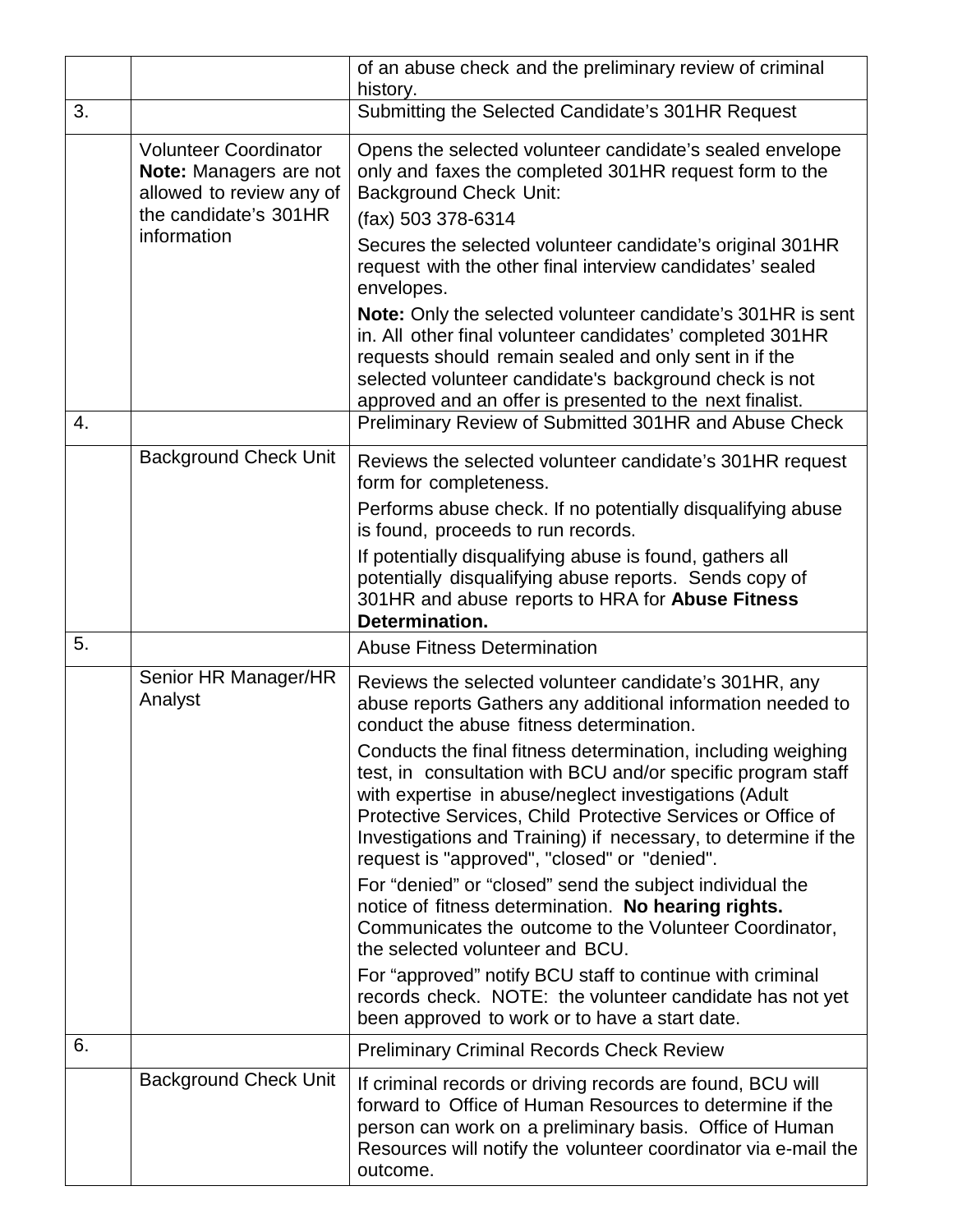| | | |
|---|---|---|
| | | of an abuse check and the preliminary review of criminal history. |
| 3. | | Submitting the Selected Candidate's 301HR Request |
| | Volunteer Coordinator **Note:** Managers are not allowed to review any of the candidate's 301HR information | Opens the selected volunteer candidate's sealed envelope only and faxes the completed 301HR request form to the Background Check Unit:<br>(fax) 503 378-6314<br>Secures the selected volunteer candidate's original 301HR request with the other final interview candidates' sealed envelopes.<br>**Note:** Only the selected volunteer candidate's 301HR is sent in. All other final volunteer candidates' completed 301HR requests should remain sealed and only sent in if the selected volunteer candidate's background check is not approved and an offer is presented to the next finalist. |
| 4. | | Preliminary Review of Submitted 301HR and Abuse Check |
| | Background Check Unit | Reviews the selected volunteer candidate's 301HR request form for completeness.<br>Performs abuse check. If no potentially disqualifying abuse is found, proceeds to run records.<br>If potentially disqualifying abuse is found, gathers all potentially disqualifying abuse reports. Sends copy of 301HR and abuse reports to HRA for **Abuse Fitness Determination.** |
| 5. | | Abuse Fitness Determination |
| | Senior HR Manager/HR Analyst | Reviews the selected volunteer candidate's 301HR, any abuse reports Gathers any additional information needed to conduct the abuse fitness determination.<br>Conducts the final fitness determination, including weighing test, in consultation with BCU and/or specific program staff with expertise in abuse/neglect investigations (Adult Protective Services, Child Protective Services or Office of Investigations and Training) if necessary, to determine if the request is "approved", "closed" or "denied".<br>For "denied" or "closed" send the subject individual the notice of fitness determination. **No hearing rights.** Communicates the outcome to the Volunteer Coordinator, the selected volunteer and BCU.<br>For "approved" notify BCU staff to continue with criminal records check. NOTE: the volunteer candidate has not yet been approved to work or to have a start date. |
| 6. | | Preliminary Criminal Records Check Review |
| | Background Check Unit | If criminal records or driving records are found, BCU will forward to Office of Human Resources to determine if the person can work on a preliminary basis. Office of Human Resources will notify the volunteer coordinator via e-mail the outcome. |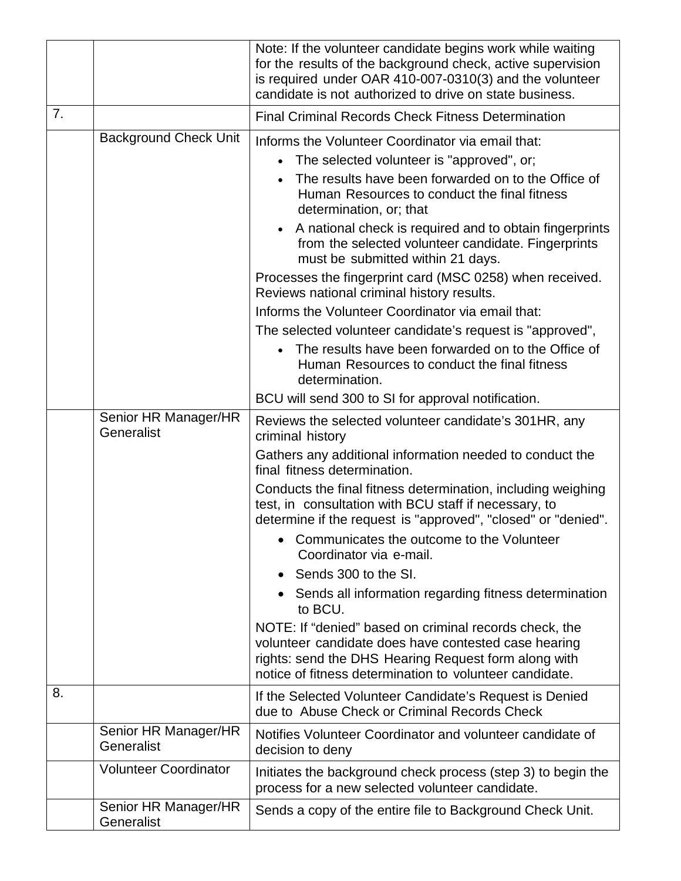| | | |
|---|---|---|
| | | Note: If the volunteer candidate begins work while waiting for the results of the background check, active supervision is required under OAR 410-007-0310(3) and the volunteer candidate is not authorized to drive on state business. |
| 7. | | Final Criminal Records Check Fitness Determination |
| | Background Check Unit | Informs the Volunteer Coordinator via email that:<br>• The selected volunteer is "approved", or;<br>• The results have been forwarded on to the Office of Human Resources to conduct the final fitness determination, or; that<br>• A national check is required and to obtain fingerprints from the selected volunteer candidate. Fingerprints must be submitted within 21 days.<br>Processes the fingerprint card (MSC 0258) when received. Reviews national criminal history results.<br>Informs the Volunteer Coordinator via email that:<br>The selected volunteer candidate's request is "approved",<br>• The results have been forwarded on to the Office of Human Resources to conduct the final fitness determination.<br>BCU will send 300 to SI for approval notification. |
| | Senior HR Manager/HR Generalist | Reviews the selected volunteer candidate's 301HR, any criminal history<br>Gathers any additional information needed to conduct the final fitness determination.<br>Conducts the final fitness determination, including weighing test, in consultation with BCU staff if necessary, to determine if the request is "approved", "closed" or "denied".<br>• Communicates the outcome to the Volunteer Coordinator via e-mail.<br>• Sends 300 to the SI.<br>• Sends all information regarding fitness determination to BCU.<br>NOTE: If "denied" based on criminal records check, the volunteer candidate does have contested case hearing rights: send the DHS Hearing Request form along with notice of fitness determination to volunteer candidate. |
| 8. | | If the Selected Volunteer Candidate's Request is Denied due to Abuse Check or Criminal Records Check |
| | Senior HR Manager/HR Generalist | Notifies Volunteer Coordinator and volunteer candidate of decision to deny |
| | Volunteer Coordinator | Initiates the background check process (step 3) to begin the process for a new selected volunteer candidate. |
| | Senior HR Manager/HR Generalist | Sends a copy of the entire file to Background Check Unit. |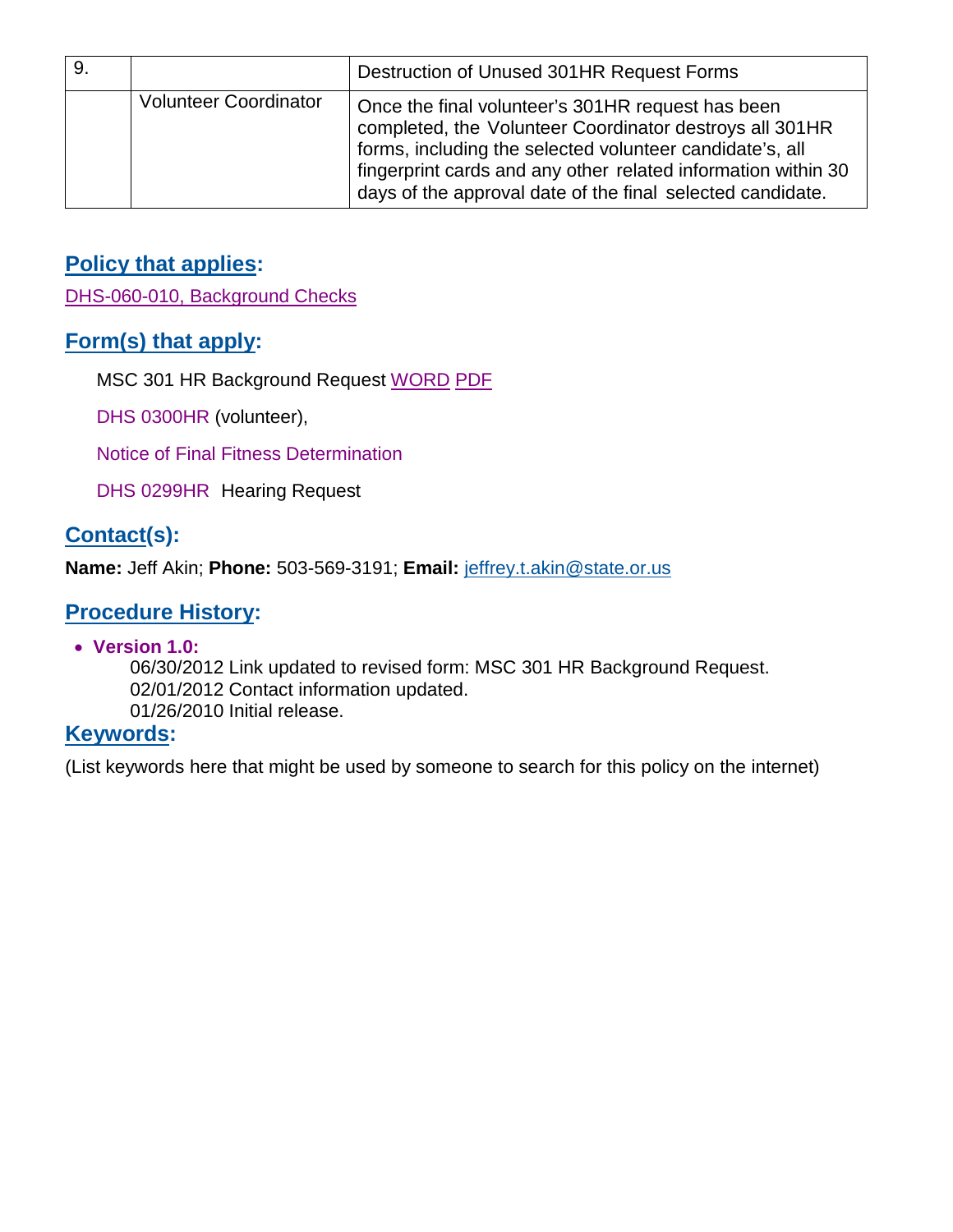| | | |
|---|---|---|
| 9. | | Destruction of Unused 301HR Request Forms |
| | Volunteer Coordinator | Once the final volunteer's 301HR request has been completed, the Volunteer Coordinator destroys all 301HR forms, including the selected volunteer candidate's, all fingerprint cards and any other related information within 30 days of the approval date of the final selected candidate. |

## Policy that applies:

DHS-060-010, Background Checks

## Form(s) that apply:

MSC 301 HR Background Request WORD PDF

DHS 0300HR (volunteer),

Notice of Final Fitness Determination

DHS 0299HR Hearing Request

## Contact(s):

**Name:** Jeff Akin; **Phone:** 503-569-3191; **Email:** jeffrey.t.akin@state.or.us

## Procedure History:

- **Version 1.0:**
  06/30/2012 Link updated to revised form: MSC 301 HR Background Request.
  02/01/2012 Contact information updated.
  01/26/2010 Initial release.

## Keywords:

(List keywords here that might be used by someone to search for this policy on the internet)